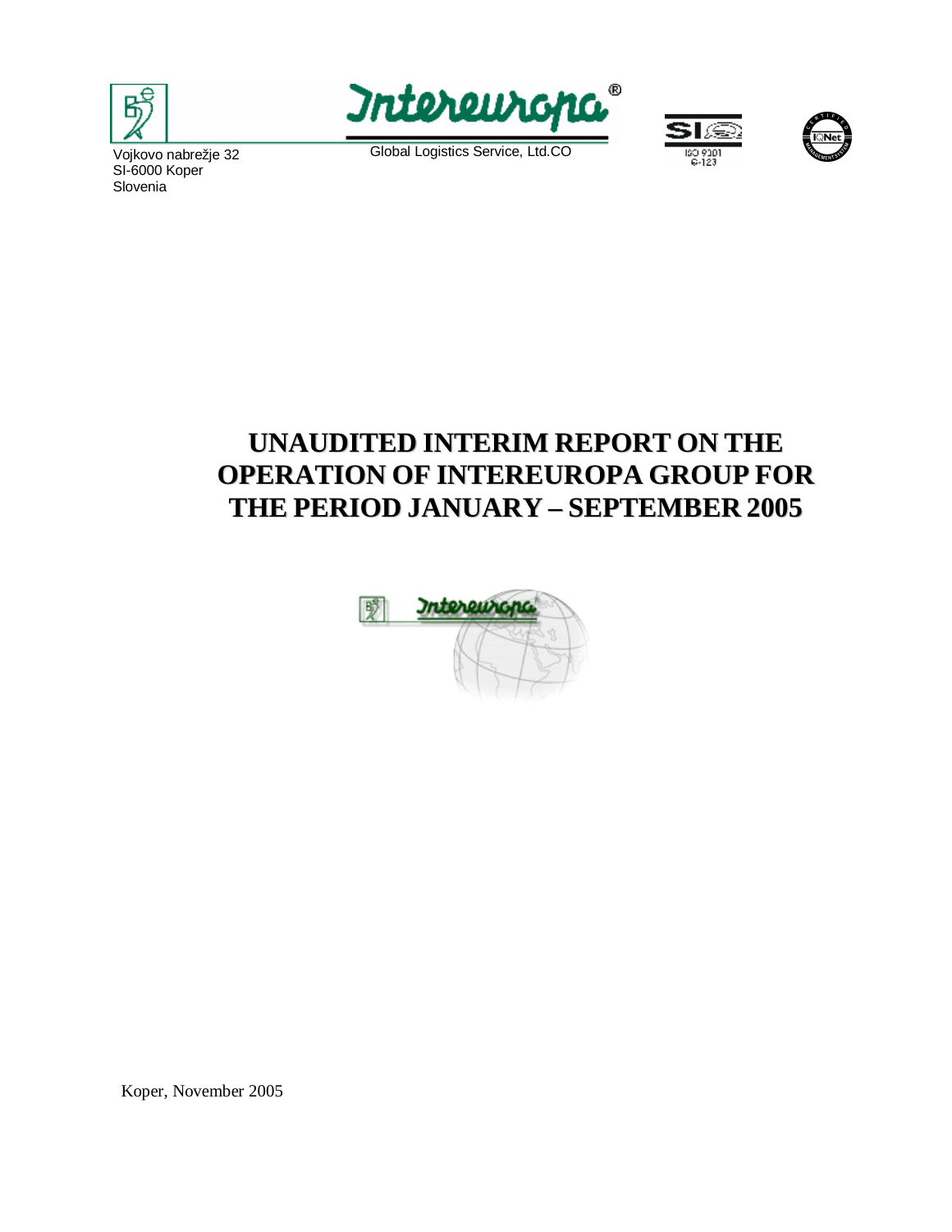Vojkovo nabrežje 32
SI-6000 Koper
Slovenia

Global Logistics Service, Ltd.CO

# UNAUDITED INTERIM REPORT ON THE OPERATION OF INTEREUROPA GROUP FOR THE PERIOD JANUARY – SEPTEMBER 2005

Koper, November 2005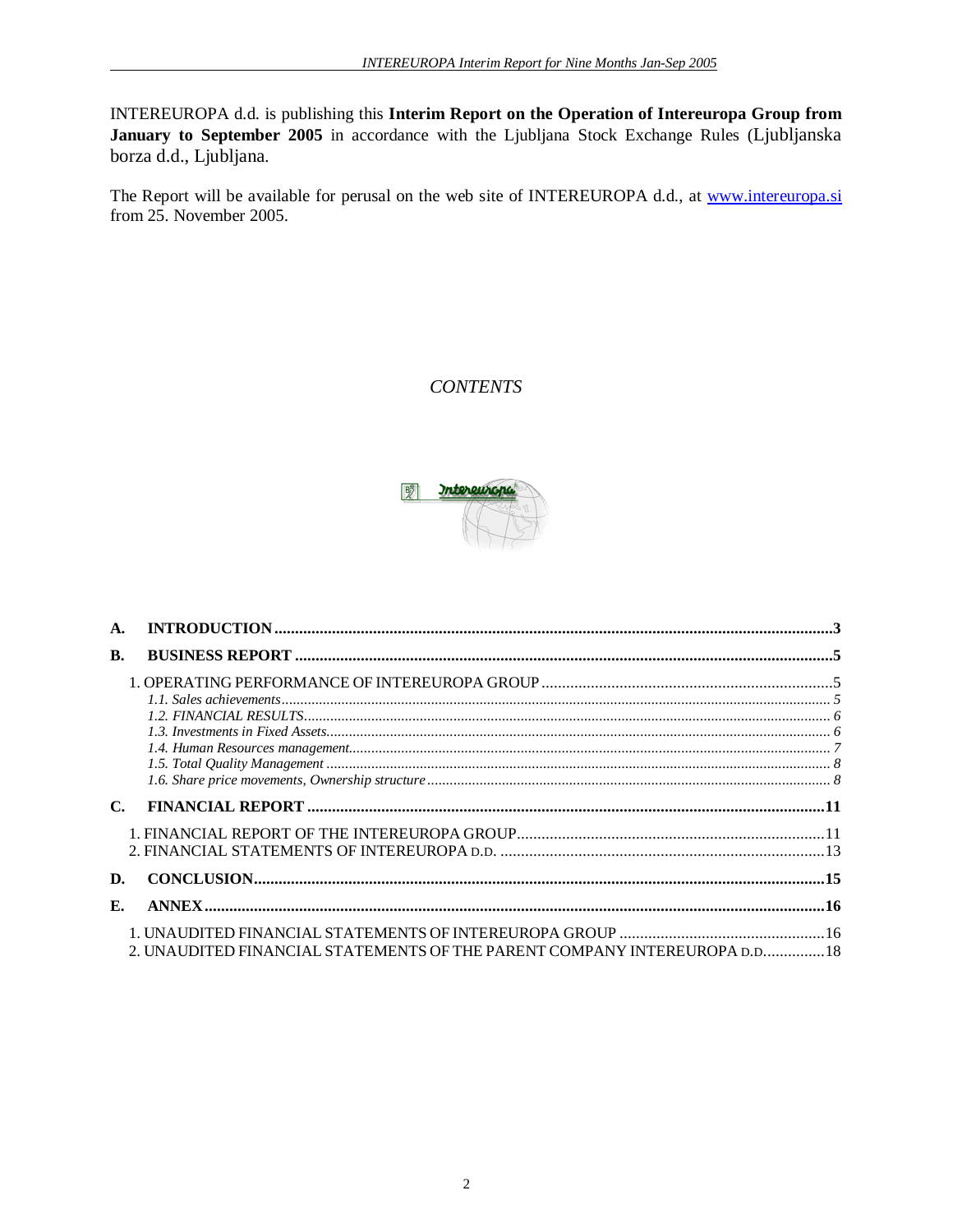INTEREUROPA d.d. is publishing this **Interim Report on the Operation of Intereuropa Group from January to September 2005** in accordance with the Ljubljana Stock Exchange Rules (Ljubljanska borza d.d., Ljubljana.

The Report will be available for perusal on the web site of INTEREUROPA d.d., at www.intereuropa.si from 25. November 2005.

*CONTENTS*

**A. INTRODUCTION** ...... 3

**B. BUSINESS REPORT** ...... 5

1. OPERATING PERFORMANCE OF INTEREUROPA GROUP ...... 5
   - *1.1. Sales achievements* ...... 5
   - *1.2. FINANCIAL RESULTS* ...... 6
   - *1.3. Investments in Fixed Assets* ...... 6
   - *1.4. Human Resources management* ...... 7
   - *1.5. Total Quality Management* ...... 8
   - *1.6. Share price movements, Ownership structure* ...... 8

**C. FINANCIAL REPORT** ...... 11

1. FINANCIAL REPORT OF THE INTEREUROPA GROUP ...... 11
2. FINANCIAL STATEMENTS OF INTEREUROPA D.D. ...... 13

**D. CONCLUSION** ...... 15

**E. ANNEX** ...... 16

1. UNAUDITED FINANCIAL STATEMENTS OF INTEREUROPA GROUP ...... 16
2. UNAUDITED FINANCIAL STATEMENTS OF THE PARENT COMPANY INTEREUROPA D.D. ...... 18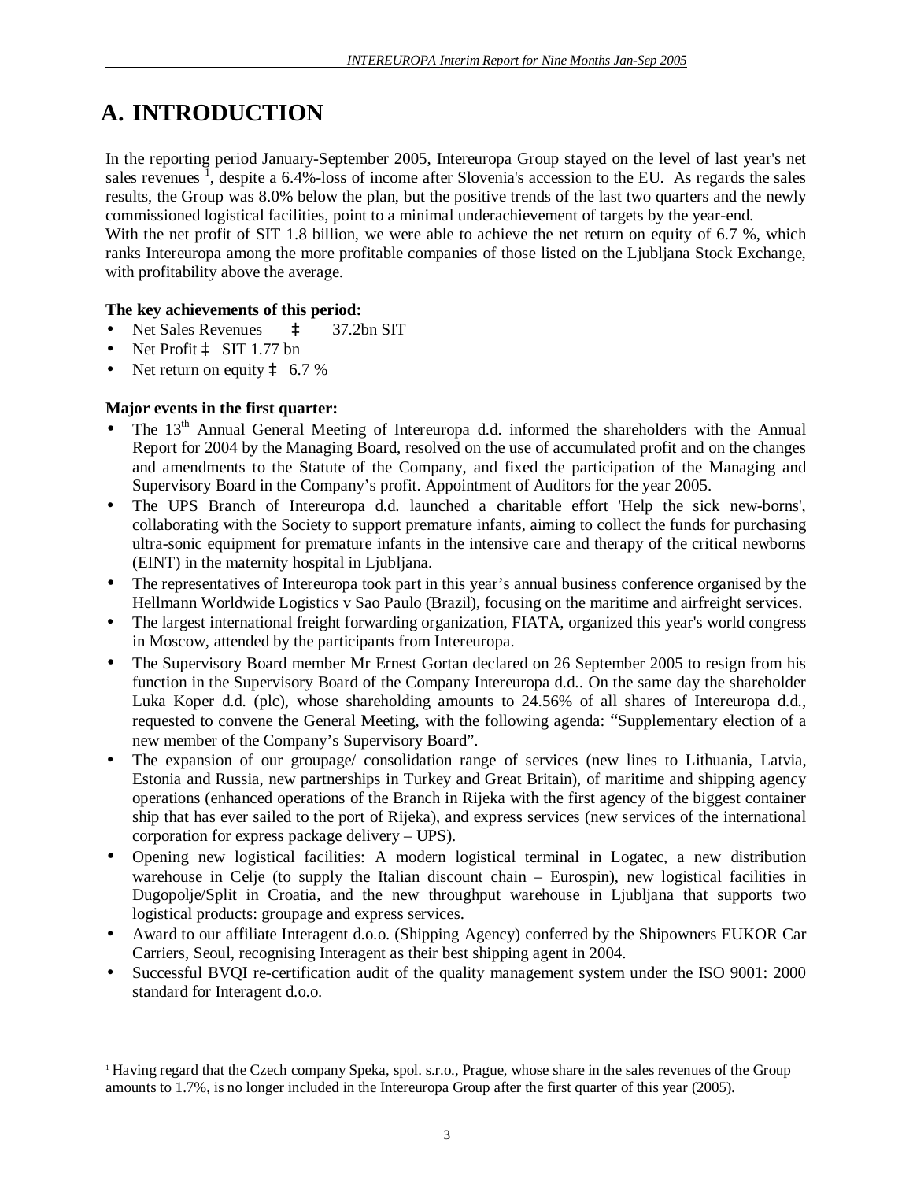// A. INTRODUCTION

In the reporting period January-September 2005, Intereuropa Group stayed on the level of last year's net sales revenues [1], despite a 6.4%-loss of income after Slovenia's accession to the EU. As regards the sales results, the Group was 8.0% below the plan, but the positive trends of the last two quarters and the newly commissioned logistical facilities, point to a minimal underachievement of targets by the year-end.
With the net profit of SIT 1.8 billion, we were able to achieve the net return on equity of 6.7 %, which ranks Intereuropa among the more profitable companies of those listed on the Ljubljana Stock Exchange, with profitability above the average.

**The key achievements of this period:**

- Net Sales Revenues ‡ 37.2bn SIT
- Net Profit ‡ SIT 1.77 bn
- Net return on equity ‡ 6.7 %

**Major events in the first quarter:**

- The 13th Annual General Meeting of Intereuropa d.d. informed the shareholders with the Annual Report for 2004 by the Managing Board, resolved on the use of accumulated profit and on the changes and amendments to the Statute of the Company, and fixed the participation of the Managing and Supervisory Board in the Company's profit. Appointment of Auditors for the year 2005.
- The UPS Branch of Intereuropa d.d. launched a charitable effort 'Help the sick new-borns', collaborating with the Society to support premature infants, aiming to collect the funds for purchasing ultra-sonic equipment for premature infants in the intensive care and therapy of the critical newborns (EINT) in the maternity hospital in Ljubljana.
- The representatives of Intereuropa took part in this year's annual business conference organised by the Hellmann Worldwide Logistics v Sao Paulo (Brazil), focusing on the maritime and airfreight services.
- The largest international freight forwarding organization, FIATA, organized this year's world congress in Moscow, attended by the participants from Intereuropa.
- The Supervisory Board member Mr Ernest Gortan declared on 26 September 2005 to resign from his function in the Supervisory Board of the Company Intereuropa d.d.. On the same day the shareholder Luka Koper d.d. (plc), whose shareholding amounts to 24.56% of all shares of Intereuropa d.d., requested to convene the General Meeting, with the following agenda: "Supplementary election of a new member of the Company's Supervisory Board".
- The expansion of our groupage/ consolidation range of services (new lines to Lithuania, Latvia, Estonia and Russia, new partnerships in Turkey and Great Britain), of maritime and shipping agency operations (enhanced operations of the Branch in Rijeka with the first agency of the biggest container ship that has ever sailed to the port of Rijeka), and express services (new services of the international corporation for express package delivery – UPS).
- Opening new logistical facilities: A modern logistical terminal in Logatec, a new distribution warehouse in Celje (to supply the Italian discount chain – Eurospin), new logistical facilities in Dugopolje/Split in Croatia, and the new throughput warehouse in Ljubljana that supports two logistical products: groupage and express services.
- Award to our affiliate Interagent d.o.o. (Shipping Agency) conferred by the Shipowners EUKOR Car Carriers, Seoul, recognising Interagent as their best shipping agent in 2004.
- Successful BVQI re-certification audit of the quality management system under the ISO 9001: 2000 standard for Interagent d.o.o.

[1] Having regard that the Czech company Speka, spol. s.r.o., Prague, whose share in the sales revenues of the Group amounts to 1.7%, is no longer included in the Intereuropa Group after the first quarter of this year (2005).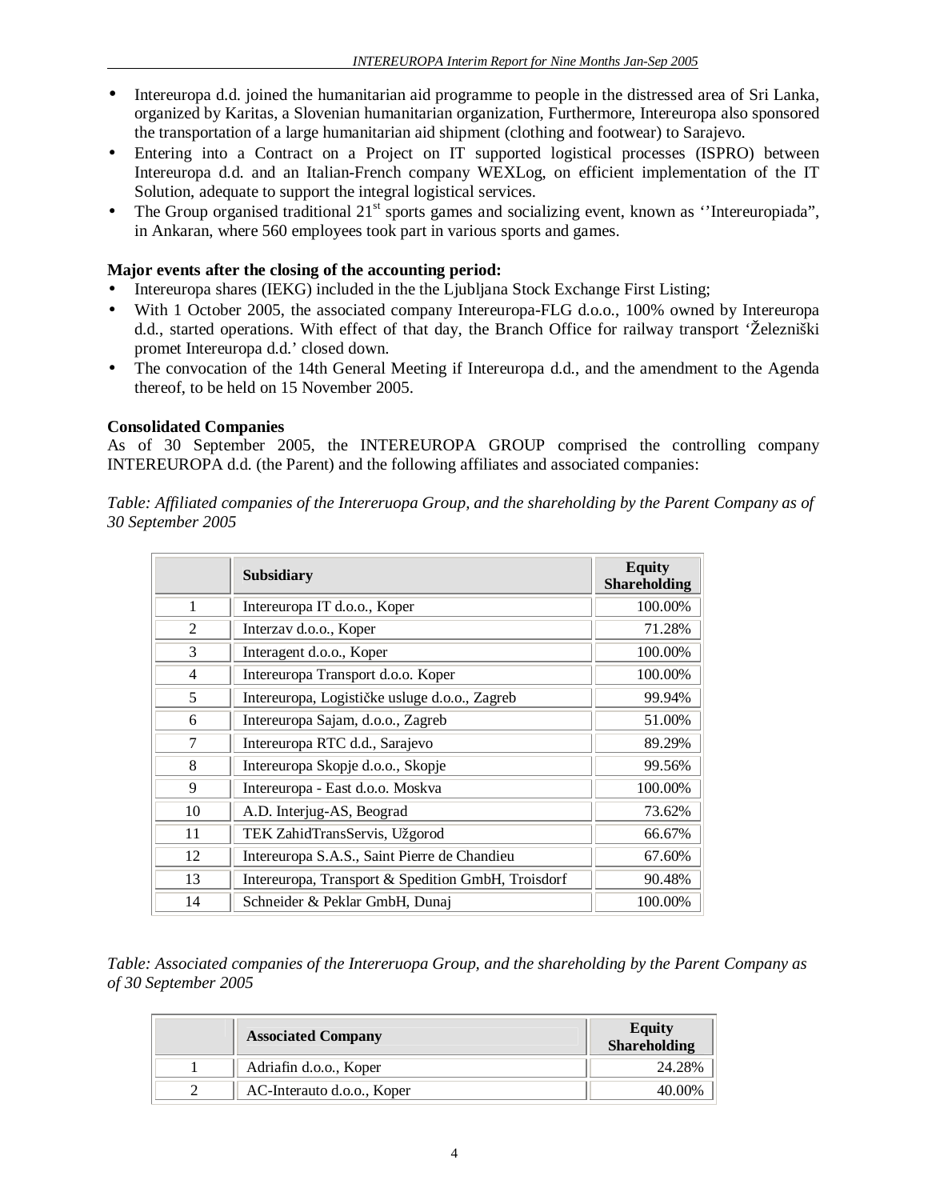- Intereuropa d.d. joined the humanitarian aid programme to people in the distressed area of Sri Lanka, organized by Karitas, a Slovenian humanitarian organization, Furthermore, Intereuropa also sponsored the transportation of a large humanitarian aid shipment (clothing and footwear) to Sarajevo.
- Entering into a Contract on a Project on IT supported logistical processes (ISPRO) between Intereuropa d.d. and an Italian-French company WEXLog, on efficient implementation of the IT Solution, adequate to support the integral logistical services.
- The Group organised traditional 21st sports games and socializing event, known as ''Intereuropiada", in Ankaran, where 560 employees took part in various sports and games.

**Major events after the closing of the accounting period:**

- Intereuropa shares (IEKG) included in the the Ljubljana Stock Exchange First Listing;
- With 1 October 2005, the associated company Intereuropa-FLG d.o.o., 100% owned by Intereuropa d.d., started operations. With effect of that day, the Branch Office for railway transport 'Železniški promet Intereuropa d.d.' closed down.
- The convocation of the 14th General Meeting if Intereuropa d.d., and the amendment to the Agenda thereof, to be held on 15 November 2005.

**Consolidated Companies**

As of 30 September 2005, the INTEREUROPA GROUP comprised the controlling company INTEREUROPA d.d. (the Parent) and the following affiliates and associated companies:

*Table: Affiliated companies of the Intereruopa Group, and the shareholding by the Parent Company as of 30 September 2005*

| | Subsidiary | Equity Shareholding |
|---|---|---|
| 1 | Intereuropa IT d.o.o., Koper | 100.00% |
| 2 | Interzav d.o.o., Koper | 71.28% |
| 3 | Interagent d.o.o., Koper | 100.00% |
| 4 | Intereuropa Transport d.o.o. Koper | 100.00% |
| 5 | Intereuropa, Logističke usluge d.o.o., Zagreb | 99.94% |
| 6 | Intereuropa Sajam, d.o.o., Zagreb | 51.00% |
| 7 | Intereuropa RTC d.d., Sarajevo | 89.29% |
| 8 | Intereuropa Skopje d.o.o., Skopje | 99.56% |
| 9 | Intereuropa - East d.o.o. Moskva | 100.00% |
| 10 | A.D. Interjug-AS, Beograd | 73.62% |
| 11 | TEK ZahidTransServis, Užgorod | 66.67% |
| 12 | Intereuropa S.A.S., Saint Pierre de Chandieu | 67.60% |
| 13 | Intereuropa, Transport & Spedition GmbH, Troisdorf | 90.48% |
| 14 | Schneider & Peklar GmbH, Dunaj | 100.00% |

*Table: Associated companies of the Intereruopa Group, and the shareholding by the Parent Company as of 30 September 2005*

| | Associated Company | Equity Shareholding |
|---|---|---|
| 1 | Adriafin d.o.o., Koper | 24.28% |
| 2 | AC-Interauto d.o.o., Koper | 40.00% |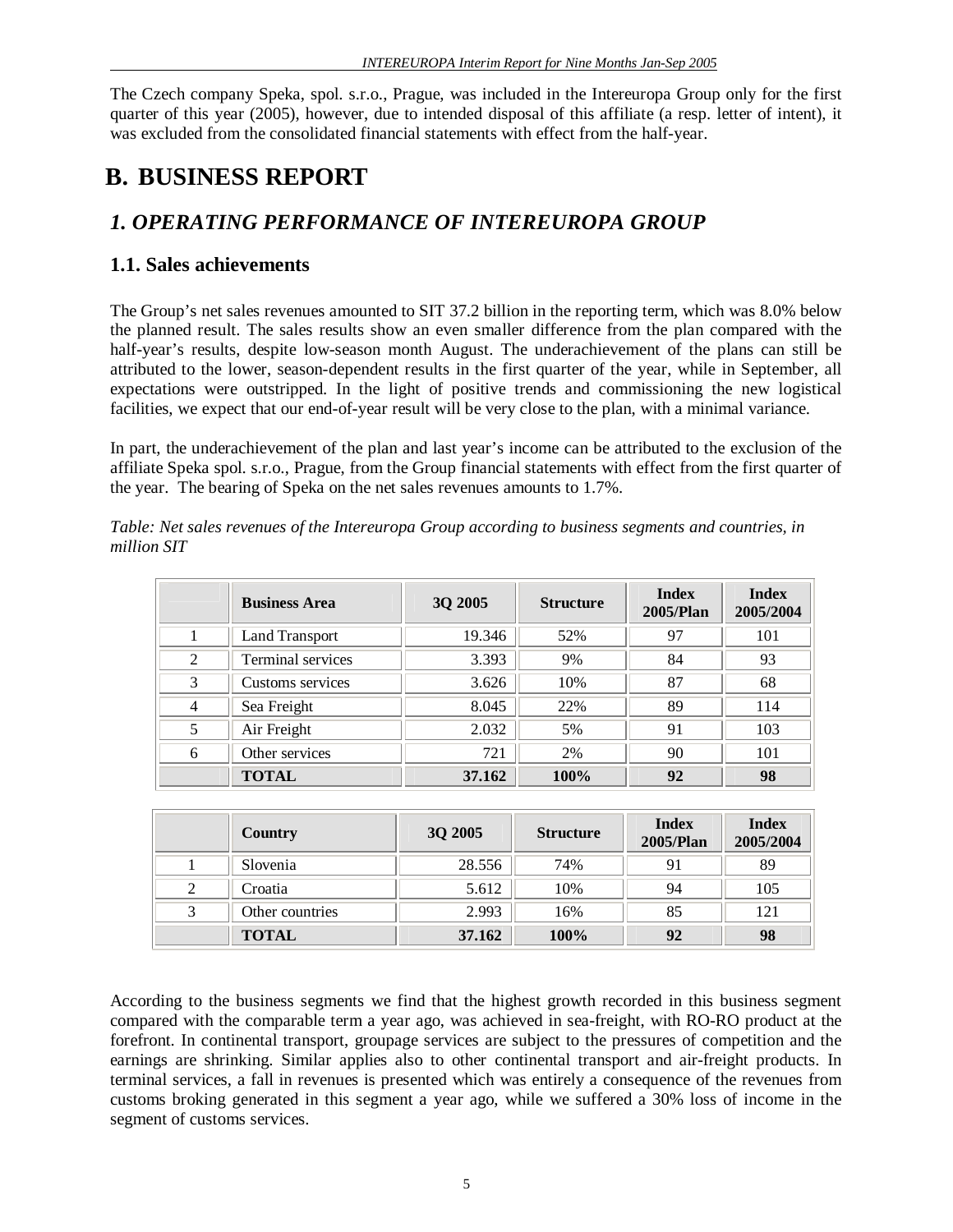The Czech company Speka, spol. s.r.o., Prague, was included in the Intereuropa Group only for the first quarter of this year (2005), however, due to intended disposal of this affiliate (a resp. letter of intent), it was excluded from the consolidated financial statements with effect from the half-year.

# B. BUSINESS REPORT

## *1. OPERATING PERFORMANCE OF INTEREUROPA GROUP*

### 1.1. Sales achievements

The Group's net sales revenues amounted to SIT 37.2 billion in the reporting term, which was 8.0% below the planned result. The sales results show an even smaller difference from the plan compared with the half-year's results, despite low-season month August. The underachievement of the plans can still be attributed to the lower, season-dependent results in the first quarter of the year, while in September, all expectations were outstripped. In the light of positive trends and commissioning the new logistical facilities, we expect that our end-of-year result will be very close to the plan, with a minimal variance.

In part, the underachievement of the plan and last year's income can be attributed to the exclusion of the affiliate Speka spol. s.r.o., Prague, from the Group financial statements with effect from the first quarter of the year. The bearing of Speka on the net sales revenues amounts to 1.7%.

*Table: Net sales revenues of the Intereuropa Group according to business segments and countries, in million SIT*

| | Business Area | 3Q 2005 | Structure | Index 2005/Plan | Index 2005/2004 |
|---|---|---|---|---|---|
| 1 | Land Transport | 19.346 | 52% | 97 | 101 |
| 2 | Terminal services | 3.393 | 9% | 84 | 93 |
| 3 | Customs services | 3.626 | 10% | 87 | 68 |
| 4 | Sea Freight | 8.045 | 22% | 89 | 114 |
| 5 | Air Freight | 2.032 | 5% | 91 | 103 |
| 6 | Other services | 721 | 2% | 90 | 101 |
| | **TOTAL** | **37.162** | **100%** | **92** | **98** |

| | Country | 3Q 2005 | Structure | Index 2005/Plan | Index 2005/2004 |
|---|---|---|---|---|---|
| 1 | Slovenia | 28.556 | 74% | 91 | 89 |
| 2 | Croatia | 5.612 | 10% | 94 | 105 |
| 3 | Other countries | 2.993 | 16% | 85 | 121 |
| | **TOTAL** | **37.162** | **100%** | **92** | **98** |

According to the business segments we find that the highest growth recorded in this business segment compared with the comparable term a year ago, was achieved in sea-freight, with RO-RO product at the forefront. In continental transport, groupage services are subject to the pressures of competition and the earnings are shrinking. Similar applies also to other continental transport and air-freight products. In terminal services, a fall in revenues is presented which was entirely a consequence of the revenues from customs broking generated in this segment a year ago, while we suffered a 30% loss of income in the segment of customs services.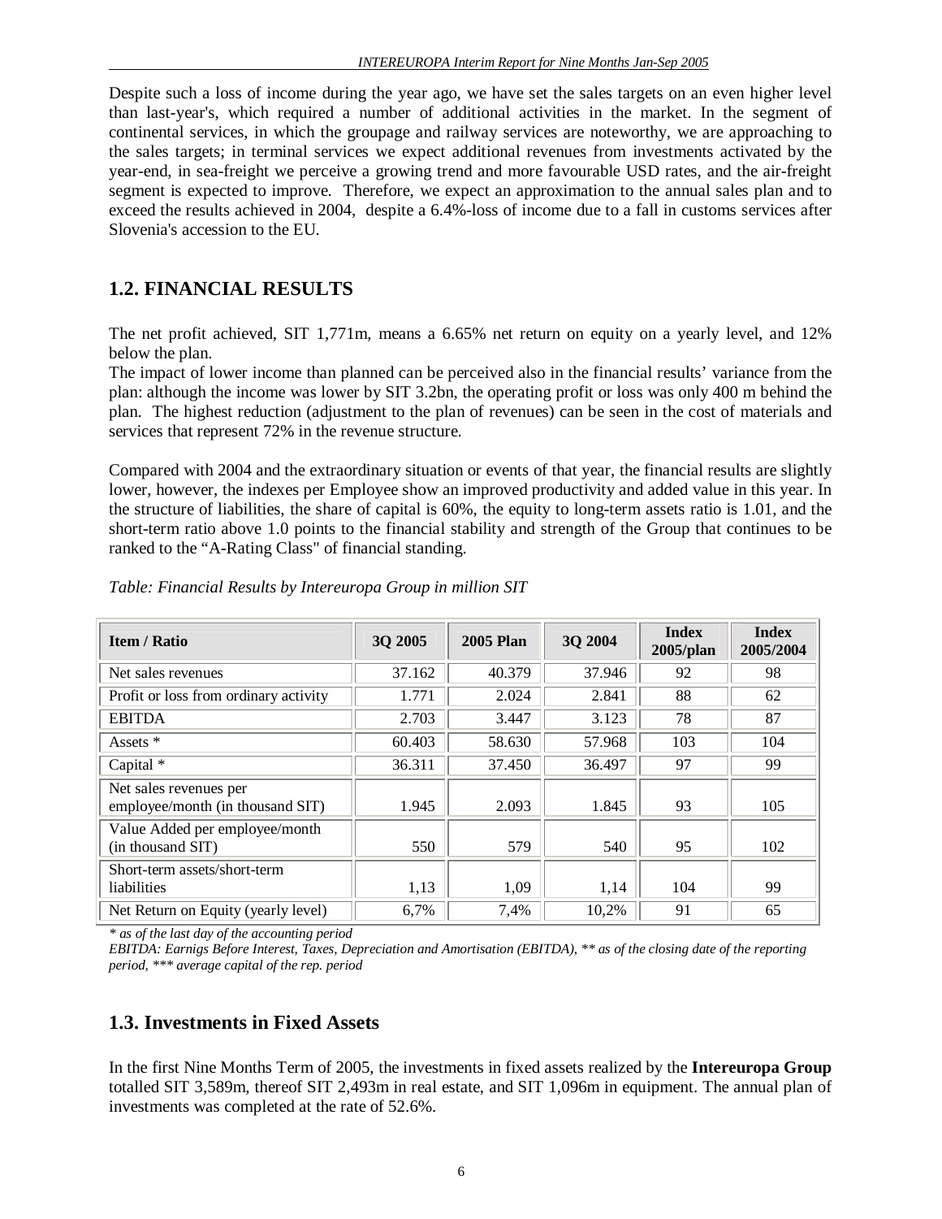Despite such a loss of income during the year ago, we have set the sales targets on an even higher level than last-year's, which required a number of additional activities in the market. In the segment of continental services, in which the groupage and railway services are noteworthy, we are approaching to the sales targets; in terminal services we expect additional revenues from investments activated by the year-end, in sea-freight we perceive a growing trend and more favourable USD rates, and the air-freight segment is expected to improve. Therefore, we expect an approximation to the annual sales plan and to exceed the results achieved in 2004, despite a 6.4%-loss of income due to a fall in customs services after Slovenia's accession to the EU.

## 1.2. FINANCIAL RESULTS

The net profit achieved, SIT 1,771m, means a 6.65% net return on equity on a yearly level, and 12% below the plan.

The impact of lower income than planned can be perceived also in the financial results' variance from the plan: although the income was lower by SIT 3.2bn, the operating profit or loss was only 400 m behind the plan. The highest reduction (adjustment to the plan of revenues) can be seen in the cost of materials and services that represent 72% in the revenue structure.

Compared with 2004 and the extraordinary situation or events of that year, the financial results are slightly lower, however, the indexes per Employee show an improved productivity and added value in this year. In the structure of liabilities, the share of capital is 60%, the equity to long-term assets ratio is 1.01, and the short-term ratio above 1.0 points to the financial stability and strength of the Group that continues to be ranked to the "A-Rating Class" of financial standing.

*Table: Financial Results by Intereuropa Group in million SIT*

| Item / Ratio | 3Q 2005 | 2005 Plan | 3Q 2004 | Index 2005/plan | Index 2005/2004 |
|---|---|---|---|---|---|
| Net sales revenues | 37.162 | 40.379 | 37.946 | 92 | 98 |
| Profit or loss from ordinary activity | 1.771 | 2.024 | 2.841 | 88 | 62 |
| EBITDA | 2.703 | 3.447 | 3.123 | 78 | 87 |
| Assets * | 60.403 | 58.630 | 57.968 | 103 | 104 |
| Capital * | 36.311 | 37.450 | 36.497 | 97 | 99 |
| Net sales revenues per employee/month (in thousand SIT) | 1.945 | 2.093 | 1.845 | 93 | 105 |
| Value Added per employee/month (in thousand SIT) | 550 | 579 | 540 | 95 | 102 |
| Short-term assets/short-term liabilities | 1,13 | 1,09 | 1,14 | 104 | 99 |
| Net Return on Equity (yearly level) | 6,7% | 7,4% | 10,2% | 91 | 65 |

*\* as of the last day of the accounting period*

*EBITDA: Earnigs Before Interest, Taxes, Depreciation and Amortisation (EBITDA), \*\* as of the closing date of the reporting period, \*\*\* average capital of the rep. period*

## 1.3. Investments in Fixed Assets

In the first Nine Months Term of 2005, the investments in fixed assets realized by the **Intereuropa Group** totalled SIT 3,589m, thereof SIT 2,493m in real estate, and SIT 1,096m in equipment. The annual plan of investments was completed at the rate of 52.6%.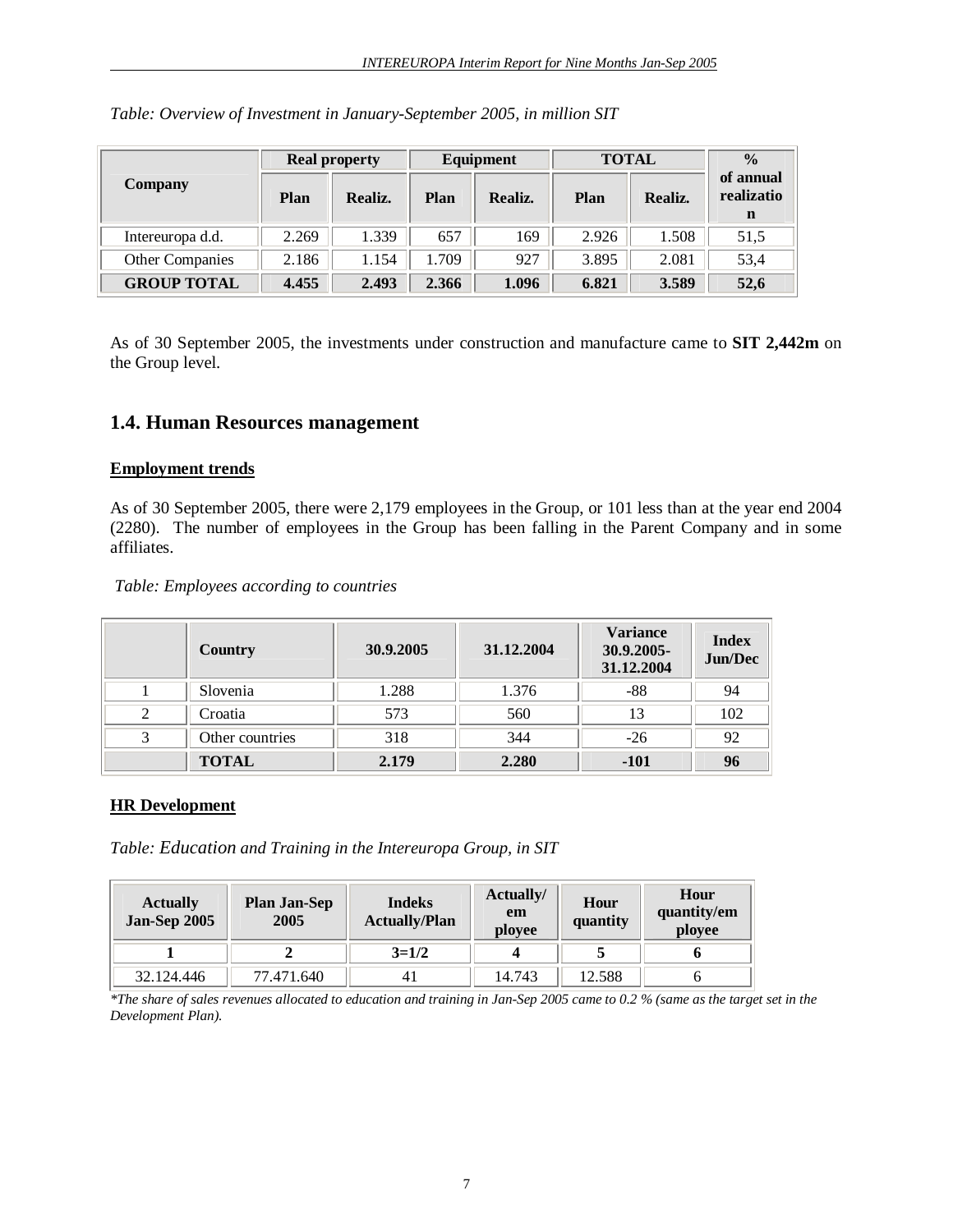*Table: Overview of Investment in January-September 2005, in million SIT*

| Company | Real property | | Equipment | | TOTAL | | % of annual realization |
|---|---|---|---|---|---|---|---|
| | Plan | Realiz. | Plan | Realiz. | Plan | Realiz. | |
| Intereuropa d.d. | 2.269 | 1.339 | 657 | 169 | 2.926 | 1.508 | 51,5 |
| Other Companies | 2.186 | 1.154 | 1.709 | 927 | 3.895 | 2.081 | 53,4 |
| **GROUP TOTAL** | **4.455** | **2.493** | **2.366** | **1.096** | **6.821** | **3.589** | **52,6** |

As of 30 September 2005, the investments under construction and manufacture came to **SIT 2,442m** on the Group level.

## 1.4. Human Resources management

**Employment trends**

As of 30 September 2005, there were 2,179 employees in the Group, or 101 less than at the year end 2004 (2280). The number of employees in the Group has been falling in the Parent Company and in some affiliates.

*Table: Employees according to countries*

| | Country | 30.9.2005 | 31.12.2004 | Variance 30.9.2005-31.12.2004 | Index Jun/Dec |
|---|---|---|---|---|---|
| 1 | Slovenia | 1.288 | 1.376 | -88 | 94 |
| 2 | Croatia | 573 | 560 | 13 | 102 |
| 3 | Other countries | 318 | 344 | -26 | 92 |
| | **TOTAL** | **2.179** | **2.280** | **-101** | **96** |

**HR Development**

*Table: Education and Training in the Intereuropa Group, in SIT*

| Actually Jan-Sep 2005 | Plan Jan-Sep 2005 | Indeks Actually/Plan | Actually/ em ployee | Hour quantity | Hour quantity/em ployee |
|---|---|---|---|---|---|
| **1** | **2** | **3=1/2** | **4** | **5** | **6** |
| 32.124.446 | 77.471.640 | 41 | 14.743 | 12.588 | 6 |

*\*The share of sales revenues allocated to education and training in Jan-Sep 2005 came to 0.2 % (same as the target set in the Development Plan).*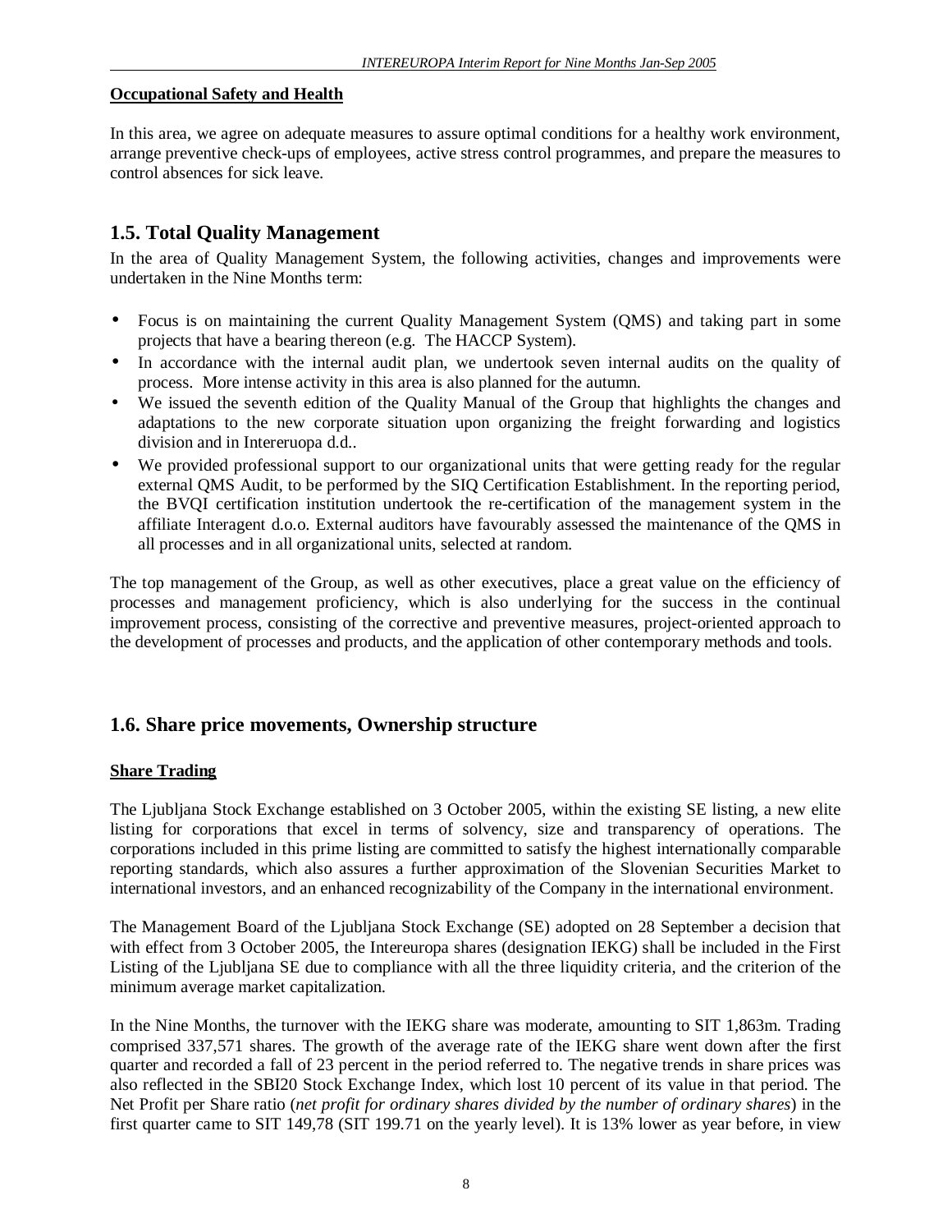**Occupational Safety and Health**

In this area, we agree on adequate measures to assure optimal conditions for a healthy work environment, arrange preventive check-ups of employees, active stress control programmes, and prepare the measures to control absences for sick leave.

## 1.5. Total Quality Management

In the area of Quality Management System, the following activities, changes and improvements were undertaken in the Nine Months term:

- Focus is on maintaining the current Quality Management System (QMS) and taking part in some projects that have a bearing thereon (e.g. The HACCP System).
- In accordance with the internal audit plan, we undertook seven internal audits on the quality of process. More intense activity in this area is also planned for the autumn.
- We issued the seventh edition of the Quality Manual of the Group that highlights the changes and adaptations to the new corporate situation upon organizing the freight forwarding and logistics division and in Intereruopa d.d..
- We provided professional support to our organizational units that were getting ready for the regular external QMS Audit, to be performed by the SIQ Certification Establishment. In the reporting period, the BVQI certification institution undertook the re-certification of the management system in the affiliate Interagent d.o.o. External auditors have favourably assessed the maintenance of the QMS in all processes and in all organizational units, selected at random.

The top management of the Group, as well as other executives, place a great value on the efficiency of processes and management proficiency, which is also underlying for the success in the continual improvement process, consisting of the corrective and preventive measures, project-oriented approach to the development of processes and products, and the application of other contemporary methods and tools.

## 1.6. Share price movements, Ownership structure

**Share Trading**

The Ljubljana Stock Exchange established on 3 October 2005, within the existing SE listing, a new elite listing for corporations that excel in terms of solvency, size and transparency of operations. The corporations included in this prime listing are committed to satisfy the highest internationally comparable reporting standards, which also assures a further approximation of the Slovenian Securities Market to international investors, and an enhanced recognizability of the Company in the international environment.

The Management Board of the Ljubljana Stock Exchange (SE) adopted on 28 September a decision that with effect from 3 October 2005, the Intereuropa shares (designation IEKG) shall be included in the First Listing of the Ljubljana SE due to compliance with all the three liquidity criteria, and the criterion of the minimum average market capitalization.

In the Nine Months, the turnover with the IEKG share was moderate, amounting to SIT 1,863m. Trading comprised 337,571 shares. The growth of the average rate of the IEKG share went down after the first quarter and recorded a fall of 23 percent in the period referred to. The negative trends in share prices was also reflected in the SBI20 Stock Exchange Index, which lost 10 percent of its value in that period. The Net Profit per Share ratio (*net profit for ordinary shares divided by the number of ordinary shares*) in the first quarter came to SIT 149,78 (SIT 199.71 on the yearly level). It is 13% lower as year before, in view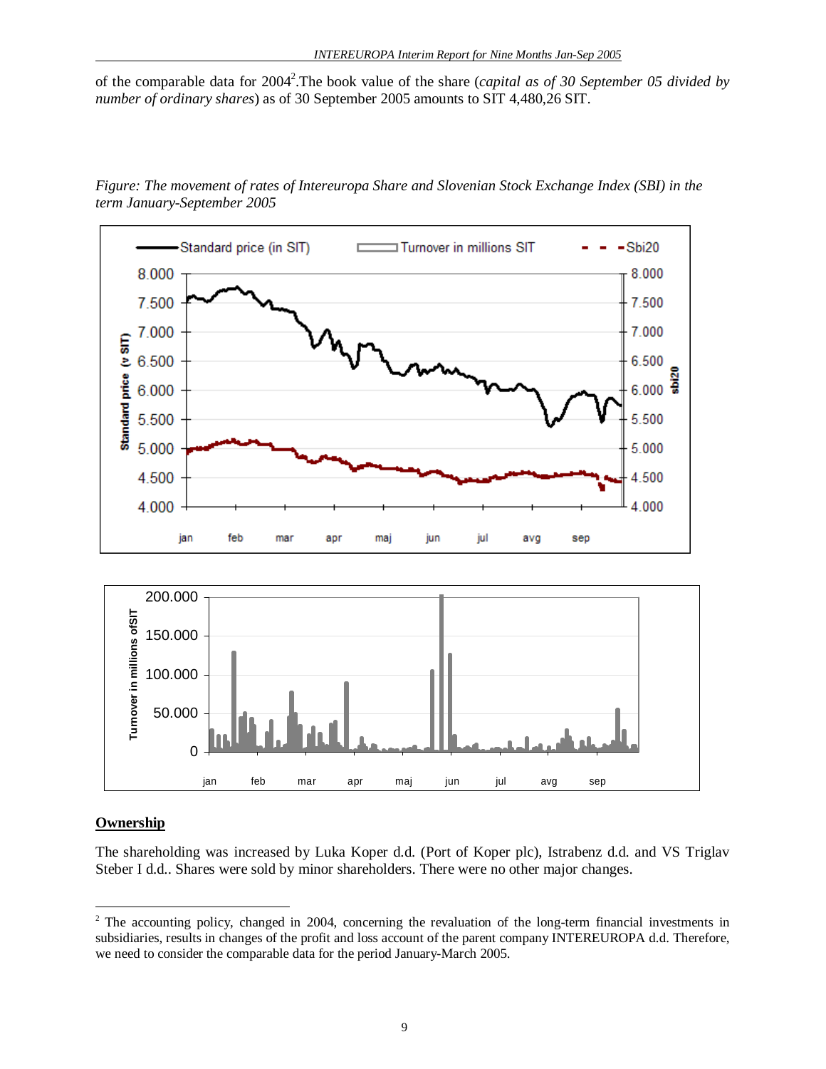of the comparable data for 2004[2].The book value of the share (*capital as of 30 September 05 divided by number of ordinary shares*) as of 30 September 2005 amounts to SIT 4,480,26 SIT.

*Figure: The movement of rates of Intereuropa Share and Slovenian Stock Exchange Index (SBI) in the term January-September 2005*

## Ownership

The shareholding was increased by Luka Koper d.d. (Port of Koper plc), Istrabenz d.d. and VS Triglav Steber I d.d.. Shares were sold by minor shareholders. There were no other major changes.

---

[2] The accounting policy, changed in 2004, concerning the revaluation of the long-term financial investments in subsidiaries, results in changes of the profit and loss account of the parent company INTEREUROPA d.d. Therefore, we need to consider the comparable data for the period January-March 2005.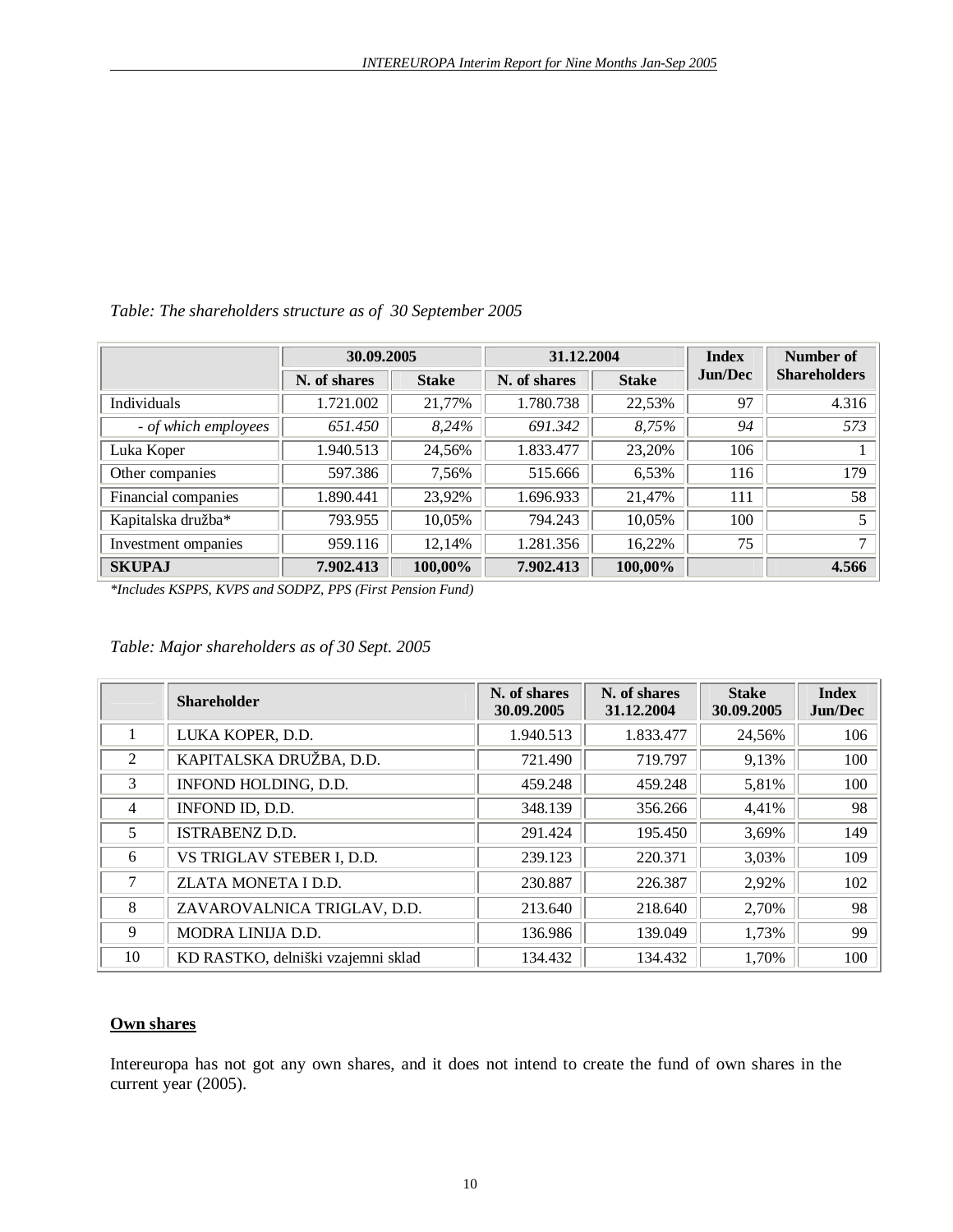*Table: The shareholders structure as of 30 September 2005*

| | 30.09.2005 | | 31.12.2004 | | Index Jun/Dec | Number of Shareholders |
|---|---|---|---|---|---|---|
| | N. of shares | Stake | N. of shares | Stake | | |
| Individuals | 1.721.002 | 21,77% | 1.780.738 | 22,53% | 97 | 4.316 |
| *- of which employees* | *651.450* | *8,24%* | *691.342* | *8,75%* | *94* | *573* |
| Luka Koper | 1.940.513 | 24,56% | 1.833.477 | 23,20% | 106 | 1 |
| Other companies | 597.386 | 7,56% | 515.666 | 6,53% | 116 | 179 |
| Financial companies | 1.890.441 | 23,92% | 1.696.933 | 21,47% | 111 | 58 |
| Kapitalska družba* | 793.955 | 10,05% | 794.243 | 10,05% | 100 | 5 |
| Investment ompanies | 959.116 | 12,14% | 1.281.356 | 16,22% | 75 | 7 |
| **SKUPAJ** | **7.902.413** | **100,00%** | **7.902.413** | **100,00%** | | **4.566** |

*\*Includes KSPPS, KVPS and SODPZ, PPS (First Pension Fund)*

*Table: Major shareholders as of 30 Sept. 2005*

| | Shareholder | N. of shares 30.09.2005 | N. of shares 31.12.2004 | Stake 30.09.2005 | Index Jun/Dec |
|---|---|---|---|---|---|
| 1 | LUKA KOPER, D.D. | 1.940.513 | 1.833.477 | 24,56% | 106 |
| 2 | KAPITALSKA DRUŽBA, D.D. | 721.490 | 719.797 | 9,13% | 100 |
| 3 | INFOND HOLDING, D.D. | 459.248 | 459.248 | 5,81% | 100 |
| 4 | INFOND ID, D.D. | 348.139 | 356.266 | 4,41% | 98 |
| 5 | ISTRABENZ D.D. | 291.424 | 195.450 | 3,69% | 149 |
| 6 | VS TRIGLAV STEBER I, D.D. | 239.123 | 220.371 | 3,03% | 109 |
| 7 | ZLATA MONETA I D.D. | 230.887 | 226.387 | 2,92% | 102 |
| 8 | ZAVAROVALNICA TRIGLAV, D.D. | 213.640 | 218.640 | 2,70% | 98 |
| 9 | MODRA LINIJA D.D. | 136.986 | 139.049 | 1,73% | 99 |
| 10 | KD RASTKO, delniški vzajemni sklad | 134.432 | 134.432 | 1,70% | 100 |

**Own shares**

Intereuropa has not got any own shares, and it does not intend to create the fund of own shares in the current year (2005).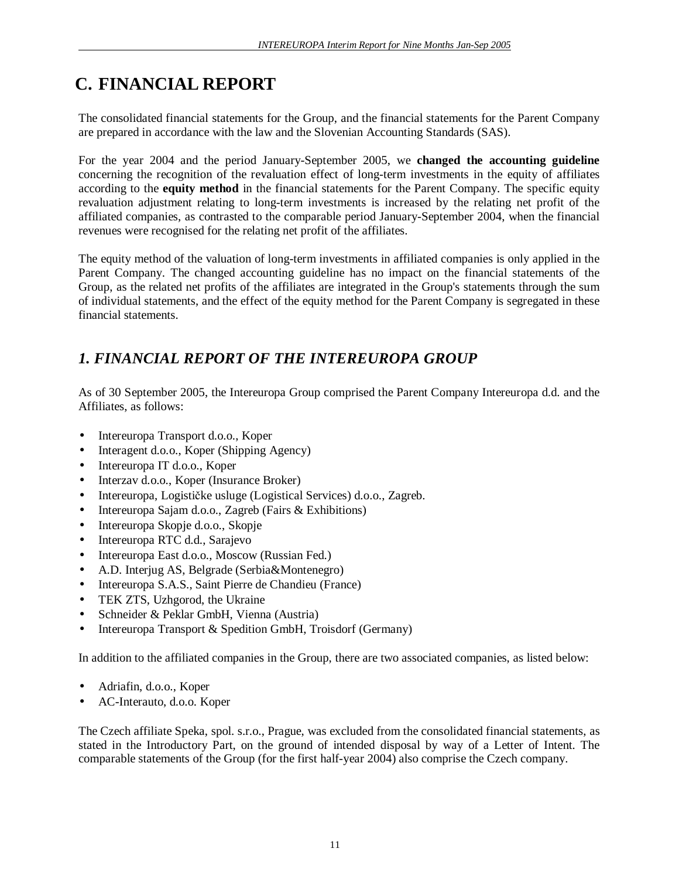# C. FINANCIAL REPORT

The consolidated financial statements for the Group, and the financial statements for the Parent Company are prepared in accordance with the law and the Slovenian Accounting Standards (SAS).

For the year 2004 and the period January-September 2005, we **changed the accounting guideline** concerning the recognition of the revaluation effect of long-term investments in the equity of affiliates according to the **equity method** in the financial statements for the Parent Company. The specific equity revaluation adjustment relating to long-term investments is increased by the relating net profit of the affiliated companies, as contrasted to the comparable period January-September 2004, when the financial revenues were recognised for the relating net profit of the affiliates.

The equity method of the valuation of long-term investments in affiliated companies is only applied in the Parent Company. The changed accounting guideline has no impact on the financial statements of the Group, as the related net profits of the affiliates are integrated in the Group's statements through the sum of individual statements, and the effect of the equity method for the Parent Company is segregated in these financial statements.

## *1. FINANCIAL REPORT OF THE INTEREUROPA GROUP*

As of 30 September 2005, the Intereuropa Group comprised the Parent Company Intereuropa d.d. and the Affiliates, as follows:

- Intereuropa Transport d.o.o., Koper
- Interagent d.o.o., Koper (Shipping Agency)
- Intereuropa IT d.o.o., Koper
- Interzav d.o.o., Koper (Insurance Broker)
- Intereuropa, Logističke usluge (Logistical Services) d.o.o., Zagreb.
- Intereuropa Sajam d.o.o., Zagreb (Fairs & Exhibitions)
- Intereuropa Skopje d.o.o., Skopje
- Intereuropa RTC d.d., Sarajevo
- Intereuropa East d.o.o., Moscow (Russian Fed.)
- A.D. Interjug AS, Belgrade (Serbia&Montenegro)
- Intereuropa S.A.S., Saint Pierre de Chandieu (France)
- TEK ZTS, Uzhgorod, the Ukraine
- Schneider & Peklar GmbH, Vienna (Austria)
- Intereuropa Transport & Spedition GmbH, Troisdorf (Germany)

In addition to the affiliated companies in the Group, there are two associated companies, as listed below:

- Adriafin, d.o.o., Koper
- AC-Interauto, d.o.o. Koper

The Czech affiliate Speka, spol. s.r.o., Prague, was excluded from the consolidated financial statements, as stated in the Introductory Part, on the ground of intended disposal by way of a Letter of Intent. The comparable statements of the Group (for the first half-year 2004) also comprise the Czech company.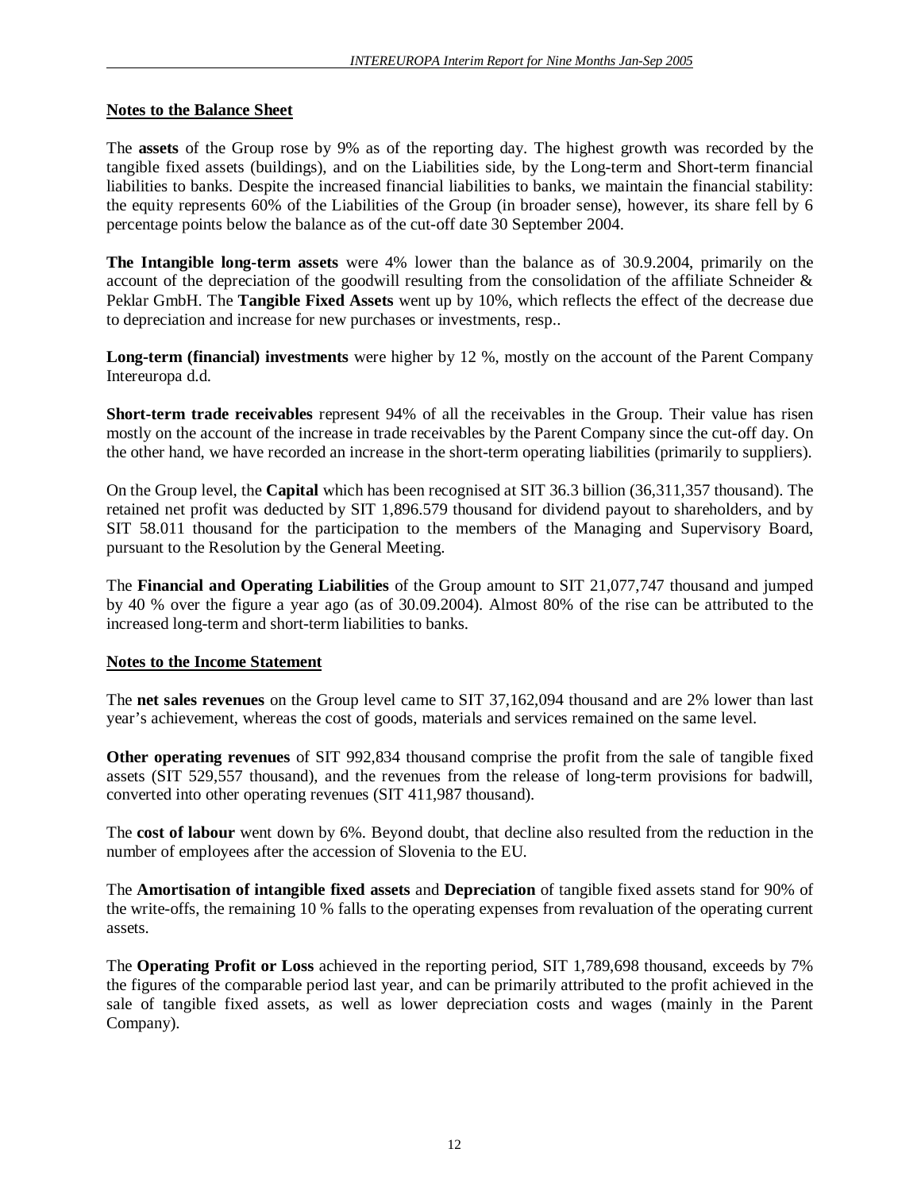## Notes to the Balance Sheet

The **assets** of the Group rose by 9% as of the reporting day. The highest growth was recorded by the tangible fixed assets (buildings), and on the Liabilities side, by the Long-term and Short-term financial liabilities to banks. Despite the increased financial liabilities to banks, we maintain the financial stability: the equity represents 60% of the Liabilities of the Group (in broader sense), however, its share fell by 6 percentage points below the balance as of the cut-off date 30 September 2004.

**The Intangible long-term assets** were 4% lower than the balance as of 30.9.2004, primarily on the account of the depreciation of the goodwill resulting from the consolidation of the affiliate Schneider & Peklar GmbH. The **Tangible Fixed Assets** went up by 10%, which reflects the effect of the decrease due to depreciation and increase for new purchases or investments, resp..

**Long-term (financial) investments** were higher by 12 %, mostly on the account of the Parent Company Intereuropa d.d.

**Short-term trade receivables** represent 94% of all the receivables in the Group. Their value has risen mostly on the account of the increase in trade receivables by the Parent Company since the cut-off day. On the other hand, we have recorded an increase in the short-term operating liabilities (primarily to suppliers).

On the Group level, the **Capital** which has been recognised at SIT 36.3 billion (36,311,357 thousand). The retained net profit was deducted by SIT 1,896.579 thousand for dividend payout to shareholders, and by SIT 58.011 thousand for the participation to the members of the Managing and Supervisory Board, pursuant to the Resolution by the General Meeting.

The **Financial and Operating Liabilities** of the Group amount to SIT 21,077,747 thousand and jumped by 40 % over the figure a year ago (as of 30.09.2004). Almost 80% of the rise can be attributed to the increased long-term and short-term liabilities to banks.

## Notes to the Income Statement

The **net sales revenues** on the Group level came to SIT 37,162,094 thousand and are 2% lower than last year's achievement, whereas the cost of goods, materials and services remained on the same level.

**Other operating revenues** of SIT 992,834 thousand comprise the profit from the sale of tangible fixed assets (SIT 529,557 thousand), and the revenues from the release of long-term provisions for badwill, converted into other operating revenues (SIT 411,987 thousand).

The **cost of labour** went down by 6%. Beyond doubt, that decline also resulted from the reduction in the number of employees after the accession of Slovenia to the EU.

The **Amortisation of intangible fixed assets** and **Depreciation** of tangible fixed assets stand for 90% of the write-offs, the remaining 10 % falls to the operating expenses from revaluation of the operating current assets.

The **Operating Profit or Loss** achieved in the reporting period, SIT 1,789,698 thousand, exceeds by 7% the figures of the comparable period last year, and can be primarily attributed to the profit achieved in the sale of tangible fixed assets, as well as lower depreciation costs and wages (mainly in the Parent Company).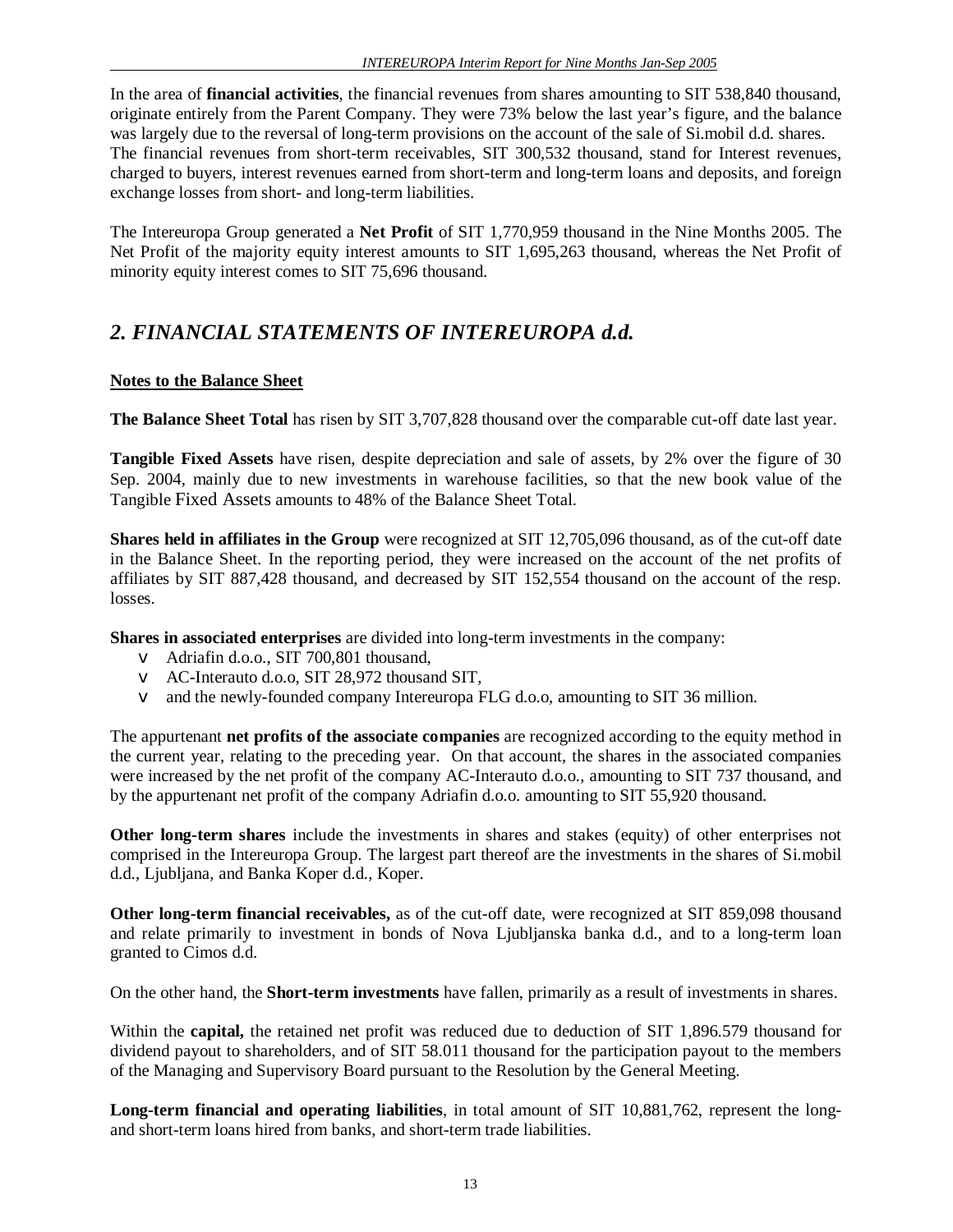In the area of **financial activities**, the financial revenues from shares amounting to SIT 538,840 thousand, originate entirely from the Parent Company. They were 73% below the last year's figure, and the balance was largely due to the reversal of long-term provisions on the account of the sale of Si.mobil d.d. shares. The financial revenues from short-term receivables, SIT 300,532 thousand, stand for Interest revenues, charged to buyers, interest revenues earned from short-term and long-term loans and deposits, and foreign exchange losses from short- and long-term liabilities.

The Intereuropa Group generated a **Net Profit** of SIT 1,770,959 thousand in the Nine Months 2005. The Net Profit of the majority equity interest amounts to SIT 1,695,263 thousand, whereas the Net Profit of minority equity interest comes to SIT 75,696 thousand.

## *2. FINANCIAL STATEMENTS OF INTEREUROPA d.d.*

**Notes to the Balance Sheet**

**The Balance Sheet Total** has risen by SIT 3,707,828 thousand over the comparable cut-off date last year.

**Tangible Fixed Assets** have risen, despite depreciation and sale of assets, by 2% over the figure of 30 Sep. 2004, mainly due to new investments in warehouse facilities, so that the new book value of the Tangible Fixed Assets amounts to 48% of the Balance Sheet Total.

**Shares held in affiliates in the Group** were recognized at SIT 12,705,096 thousand, as of the cut-off date in the Balance Sheet. In the reporting period, they were increased on the account of the net profits of affiliates by SIT 887,428 thousand, and decreased by SIT 152,554 thousand on the account of the resp. losses.

**Shares in associated enterprises** are divided into long-term investments in the company:

- Adriafin d.o.o., SIT 700,801 thousand,
- AC-Interauto d.o.o, SIT 28,972 thousand SIT,
- and the newly-founded company Intereuropa FLG d.o.o, amounting to SIT 36 million.

The appurtenant **net profits of the associate companies** are recognized according to the equity method in the current year, relating to the preceding year. On that account, the shares in the associated companies were increased by the net profit of the company AC-Interauto d.o.o., amounting to SIT 737 thousand, and by the appurtenant net profit of the company Adriafin d.o.o. amounting to SIT 55,920 thousand.

**Other long-term shares** include the investments in shares and stakes (equity) of other enterprises not comprised in the Intereuropa Group. The largest part thereof are the investments in the shares of Si.mobil d.d., Ljubljana, and Banka Koper d.d., Koper.

**Other long-term financial receivables,** as of the cut-off date, were recognized at SIT 859,098 thousand and relate primarily to investment in bonds of Nova Ljubljanska banka d.d., and to a long-term loan granted to Cimos d.d.

On the other hand, the **Short-term investments** have fallen, primarily as a result of investments in shares.

Within the **capital,** the retained net profit was reduced due to deduction of SIT 1,896.579 thousand for dividend payout to shareholders, and of SIT 58.011 thousand for the participation payout to the members of the Managing and Supervisory Board pursuant to the Resolution by the General Meeting.

**Long-term financial and operating liabilities**, in total amount of SIT 10,881,762, represent the long- and short-term loans hired from banks, and short-term trade liabilities.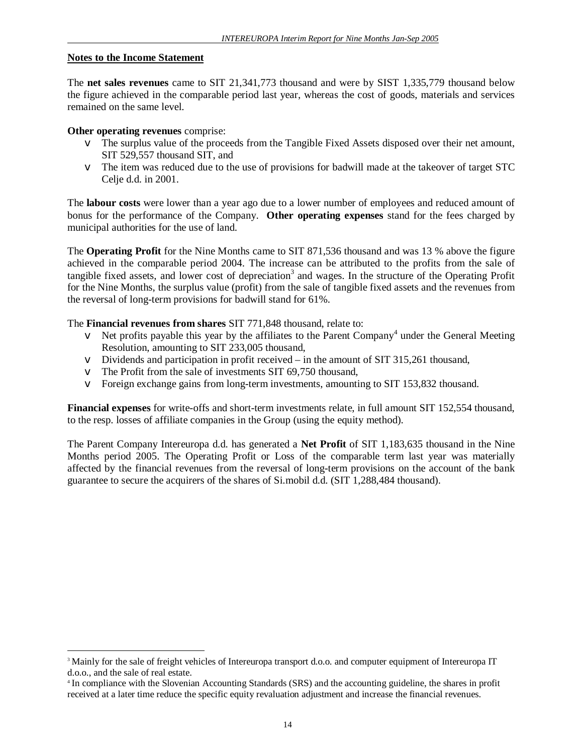**Notes to the Income Statement**

The **net sales revenues** came to SIT 21,341,773 thousand and were by SIST 1,335,779 thousand below the figure achieved in the comparable period last year, whereas the cost of goods, materials and services remained on the same level.

**Other operating revenues** comprise:

- The surplus value of the proceeds from the Tangible Fixed Assets disposed over their net amount, SIT 529,557 thousand SIT, and
- The item was reduced due to the use of provisions for badwill made at the takeover of target STC Celje d.d. in 2001.

The **labour costs** were lower than a year ago due to a lower number of employees and reduced amount of bonus for the performance of the Company. **Other operating expenses** stand for the fees charged by municipal authorities for the use of land.

The **Operating Profit** for the Nine Months came to SIT 871,536 thousand and was 13 % above the figure achieved in the comparable period 2004. The increase can be attributed to the profits from the sale of tangible fixed assets, and lower cost of depreciation[3] and wages. In the structure of the Operating Profit for the Nine Months, the surplus value (profit) from the sale of tangible fixed assets and the revenues from the reversal of long-term provisions for badwill stand for 61%.

The **Financial revenues from shares** SIT 771,848 thousand, relate to:

- Net profits payable this year by the affiliates to the Parent Company[4] under the General Meeting Resolution, amounting to SIT 233,005 thousand,
- Dividends and participation in profit received – in the amount of SIT 315,261 thousand,
- The Profit from the sale of investments SIT 69,750 thousand,
- Foreign exchange gains from long-term investments, amounting to SIT 153,832 thousand.

**Financial expenses** for write-offs and short-term investments relate, in full amount SIT 152,554 thousand, to the resp. losses of affiliate companies in the Group (using the equity method).

The Parent Company Intereuropa d.d. has generated a **Net Profit** of SIT 1,183,635 thousand in the Nine Months period 2005. The Operating Profit or Loss of the comparable term last year was materially affected by the financial revenues from the reversal of long-term provisions on the account of the bank guarantee to secure the acquirers of the shares of Si.mobil d.d. (SIT 1,288,484 thousand).

---

[3] Mainly for the sale of freight vehicles of Intereuropa transport d.o.o. and computer equipment of Intereuropa IT d.o.o., and the sale of real estate.

[4] In compliance with the Slovenian Accounting Standards (SRS) and the accounting guideline, the shares in profit received at a later time reduce the specific equity revaluation adjustment and increase the financial revenues.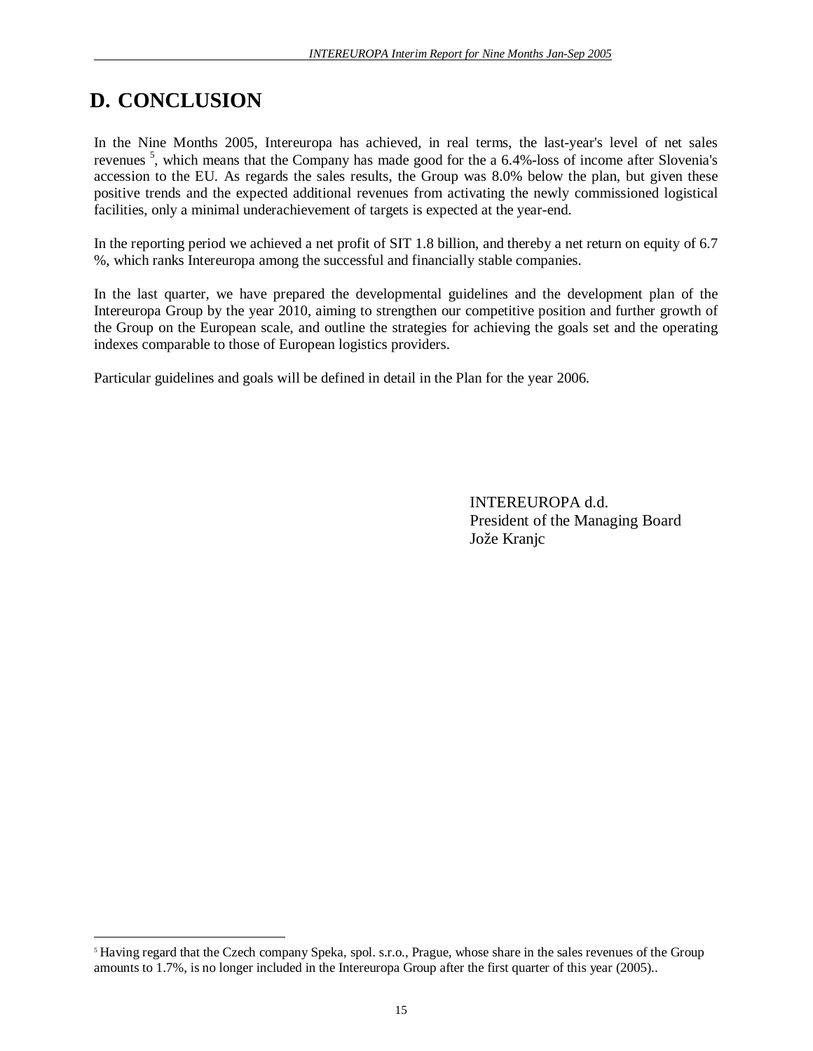# D. CONCLUSION

In the Nine Months 2005, Intereuropa has achieved, in real terms, the last-year's level of net sales revenues [5], which means that the Company has made good for the a 6.4%-loss of income after Slovenia's accession to the EU. As regards the sales results, the Group was 8.0% below the plan, but given these positive trends and the expected additional revenues from activating the newly commissioned logistical facilities, only a minimal underachievement of targets is expected at the year-end.

In the reporting period we achieved a net profit of SIT 1.8 billion, and thereby a net return on equity of 6.7 %, which ranks Intereuropa among the successful and financially stable companies.

In the last quarter, we have prepared the developmental guidelines and the development plan of the Intereuropa Group by the year 2010, aiming to strengthen our competitive position and further growth of the Group on the European scale, and outline the strategies for achieving the goals set and the operating indexes comparable to those of European logistics providers.

Particular guidelines and goals will be defined in detail in the Plan for the year 2006.

INTEREUROPA d.d.
President of the Managing Board
Jože Kranjc

[5] Having regard that the Czech company Speka, spol. s.r.o., Prague, whose share in the sales revenues of the Group amounts to 1.7%, is no longer included in the Intereuropa Group after the first quarter of this year (2005)..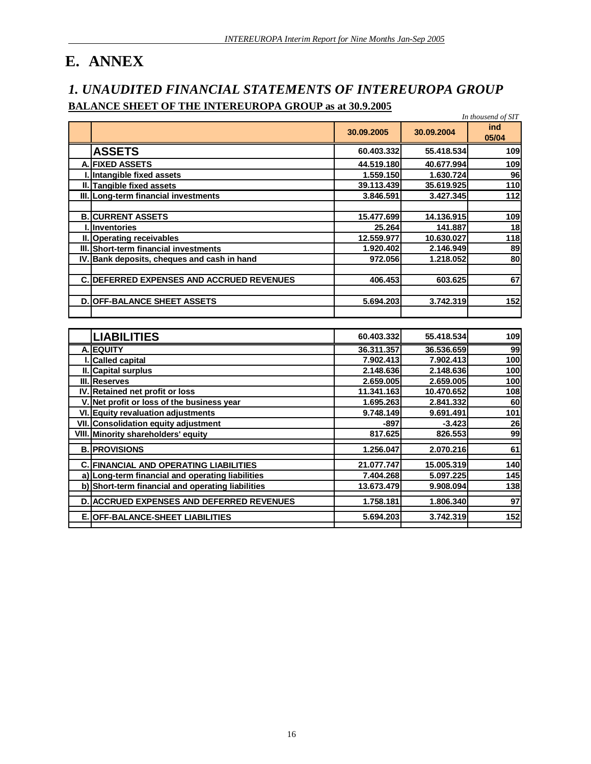# E. ANNEX

## *1. UNAUDITED FINANCIAL STATEMENTS OF INTEREUROPA GROUP*

**BALANCE SHEET OF THE INTEREUROPA GROUP as at 30.9.2005**

*In thousand of SIT*

| | | 30.09.2005 | 30.09.2004 | ind 05/04 |
|---|---|---|---|---|
| | **ASSETS** | 60.403.332 | 55.418.534 | 109 |
| A. | FIXED ASSETS | 44.519.180 | 40.677.994 | 109 |
| I. | Intangible fixed assets | 1.559.150 | 1.630.724 | 96 |
| II. | Tangible fixed assets | 39.113.439 | 35.619.925 | 110 |
| III. | Long-term financial investments | 3.846.591 | 3.427.345 | 112 |
| | | | | |
| B. | CURRENT ASSETS | 15.477.699 | 14.136.915 | 109 |
| I. | Inventories | 25.264 | 141.887 | 18 |
| II. | Operating receivables | 12.559.977 | 10.630.027 | 118 |
| III. | Short-term financial investments | 1.920.402 | 2.146.949 | 89 |
| IV. | Bank deposits, cheques and cash in hand | 972.056 | 1.218.052 | 80 |
| | | | | |
| C. | DEFERRED EXPENSES AND ACCRUED REVENUES | 406.453 | 603.625 | 67 |
| | | | | |
| D. | OFF-BALANCE SHEET ASSETS | 5.694.203 | 3.742.319 | 152 |

| | | 30.09.2005 | 30.09.2004 | ind 05/04 |
|---|---|---|---|---|
| | **LIABILITIES** | 60.403.332 | 55.418.534 | 109 |
| A. | EQUITY | 36.311.357 | 36.536.659 | 99 |
| I. | Called capital | 7.902.413 | 7.902.413 | 100 |
| II. | Capital surplus | 2.148.636 | 2.148.636 | 100 |
| III. | Reserves | 2.659.005 | 2.659.005 | 100 |
| IV. | Retained net profit or loss | 11.341.163 | 10.470.652 | 108 |
| V. | Net profit or loss of the business year | 1.695.263 | 2.841.332 | 60 |
| VI. | Equity revaluation adjustments | 9.748.149 | 9.691.491 | 101 |
| VII. | Consolidation equity adjustment | -897 | -3.423 | 26 |
| VIII. | Minority shareholders' equity | 817.625 | 826.553 | 99 |
| B. | PROVISIONS | 1.256.047 | 2.070.216 | 61 |
| C. | FINANCIAL AND OPERATING LIABILITIES | 21.077.747 | 15.005.319 | 140 |
| a) | Long-term financial and operating liabilities | 7.404.268 | 5.097.225 | 145 |
| b) | Short-term financial and operating liabilities | 13.673.479 | 9.908.094 | 138 |
| D. | ACCRUED EXPENSES AND DEFERRED REVENUES | 1.758.181 | 1.806.340 | 97 |
| E. | OFF-BALANCE-SHEET LIABILITIES | 5.694.203 | 3.742.319 | 152 |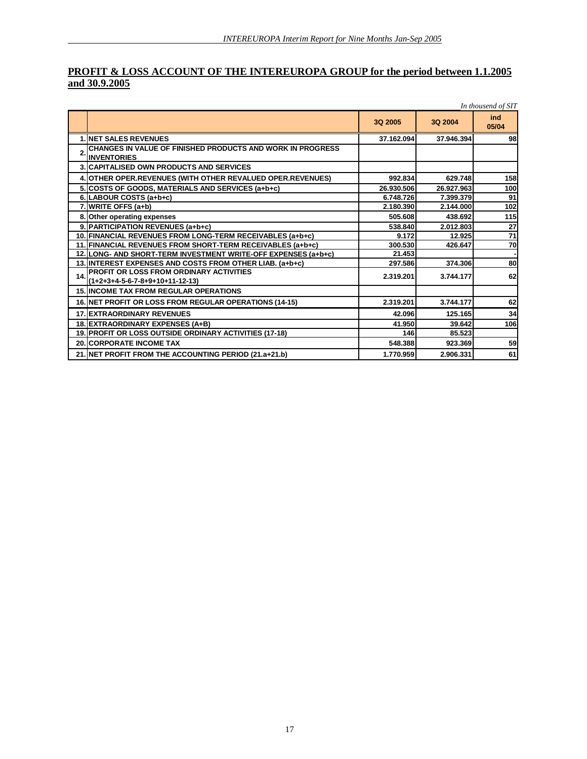## PROFIT & LOSS ACCOUNT OF THE INTEREUROPA GROUP for the period between 1.1.2005 and 30.9.2005

*In thousend of SIT*

| | | 3Q 2005 | 3Q 2004 | ind 05/04 |
|---|---|---|---|---|
| 1. | NET SALES REVENUES | 37.162.094 | 37.946.394 | 98 |
| 2. | CHANGES IN VALUE OF FINISHED PRODUCTS AND WORK IN PROGRESS INVENTORIES | | | |
| 3. | CAPITALISED OWN PRODUCTS AND SERVICES | | | |
| 4. | OTHER OPER.REVENUES (WITH OTHER REVALUED OPER.REVENUES) | 992.834 | 629.748 | 158 |
| 5. | COSTS OF GOODS, MATERIALS AND SERVICES (a+b+c) | 26.930.506 | 26.927.963 | 100 |
| 6. | LABOUR COSTS (a+b+c) | 6.748.726 | 7.399.379 | 91 |
| 7. | WRITE OFFS (a+b) | 2.180.390 | 2.144.000 | 102 |
| 8. | Other operating expenses | 505.608 | 438.692 | 115 |
| 9. | PARTICIPATION REVENUES (a+b+c) | 538.840 | 2.012.803 | 27 |
| 10. | FINANCIAL REVENUES FROM LONG-TERM RECEIVABLES (a+b+c) | 9.172 | 12.925 | 71 |
| 11. | FINANCIAL REVENUES FROM SHORT-TERM RECEIVABLES (a+b+c) | 300.530 | 426.647 | 70 |
| 12. | LONG- AND SHORT-TERM INVESTMENT WRITE-OFF EXPENSES (a+b+c) | 21.453 | | - |
| 13. | INTEREST EXPENSES AND COSTS FROM OTHER LIAB. (a+b+c) | 297.586 | 374.306 | 80 |
| 14. | PROFIT OR LOSS FROM ORDINARY ACTIVITIES (1+2+3+4-5-6-7-8+9+10+11-12-13) | 2.319.201 | 3.744.177 | 62 |
| 15. | INCOME TAX FROM REGULAR OPERATIONS | | | |
| 16. | NET PROFIT OR LOSS FROM REGULAR OPERATIONS (14-15) | 2.319.201 | 3.744.177 | 62 |
| 17. | EXTRAORDINARY REVENUES | 42.096 | 125.165 | 34 |
| 18. | EXTRAORDINARY EXPENSES (A+B) | 41.950 | 39.642 | 106 |
| 19. | PROFIT OR LOSS OUTSIDE ORDINARY ACTIVITIES (17-18) | 146 | 85.523 | |
| 20. | CORPORATE INCOME TAX | 548.388 | 923.369 | 59 |
| 21. | NET PROFIT FROM THE ACCOUNTING PERIOD (21.a+21.b) | 1.770.959 | 2.906.331 | 61 |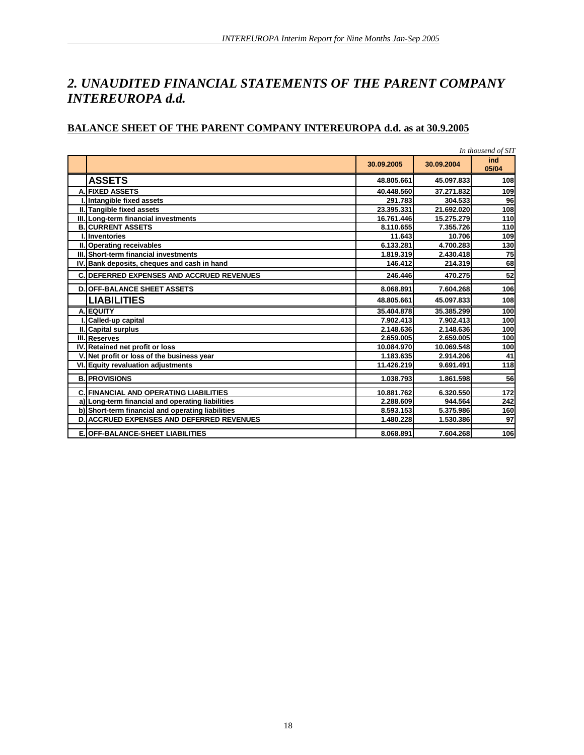## 2. UNAUDITED FINANCIAL STATEMENTS OF THE PARENT COMPANY INTEREUROPA d.d.

### BALANCE SHEET OF THE PARENT COMPANY INTEREUROPA d.d. as at 30.9.2005

*In thousend of SIT*

| | | 30.09.2005 | 30.09.2004 | ind 05/04 |
|---|---|---|---|---|
| | **ASSETS** | 48.805.661 | 45.097.833 | 108 |
| A. | FIXED ASSETS | 40.448.560 | 37.271.832 | 109 |
| I. | Intangible fixed assets | 291.783 | 304.533 | 96 |
| II. | Tangible fixed assets | 23.395.331 | 21.692.020 | 108 |
| III. | Long-term financial investments | 16.761.446 | 15.275.279 | 110 |
| B. | CURRENT ASSETS | 8.110.655 | 7.355.726 | 110 |
| I. | Inventories | 11.643 | 10.706 | 109 |
| II. | Operating receivables | 6.133.281 | 4.700.283 | 130 |
| III. | Short-term financial investments | 1.819.319 | 2.430.418 | 75 |
| IV. | Bank deposits, cheques and cash in hand | 146.412 | 214.319 | 68 |
| C. | DEFERRED EXPENSES AND ACCRUED REVENUES | 246.446 | 470.275 | 52 |
| D. | OFF-BALANCE SHEET ASSETS | 8.068.891 | 7.604.268 | 106 |
| | **LIABILITIES** | 48.805.661 | 45.097.833 | 108 |
| A. | EQUITY | 35.404.878 | 35.385.299 | 100 |
| I. | Called-up capital | 7.902.413 | 7.902.413 | 100 |
| II. | Capital surplus | 2.148.636 | 2.148.636 | 100 |
| III. | Reserves | 2.659.005 | 2.659.005 | 100 |
| IV. | Retained net profit or loss | 10.084.970 | 10.069.548 | 100 |
| V. | Net profit or loss of the business year | 1.183.635 | 2.914.206 | 41 |
| VI. | Equity revaluation adjustments | 11.426.219 | 9.691.491 | 118 |
| B. | PROVISIONS | 1.038.793 | 1.861.598 | 56 |
| C. | FINANCIAL AND OPERATING LIABILITIES | 10.881.762 | 6.320.550 | 172 |
| a) | Long-term financial and operating liabilities | 2.288.609 | 944.564 | 242 |
| b) | Short-term financial and operating liabilities | 8.593.153 | 5.375.986 | 160 |
| D. | ACCRUED EXPENSES AND DEFERRED REVENUES | 1.480.228 | 1.530.386 | 97 |
| E. | OFF-BALANCE-SHEET LIABILITIES | 8.068.891 | 7.604.268 | 106 |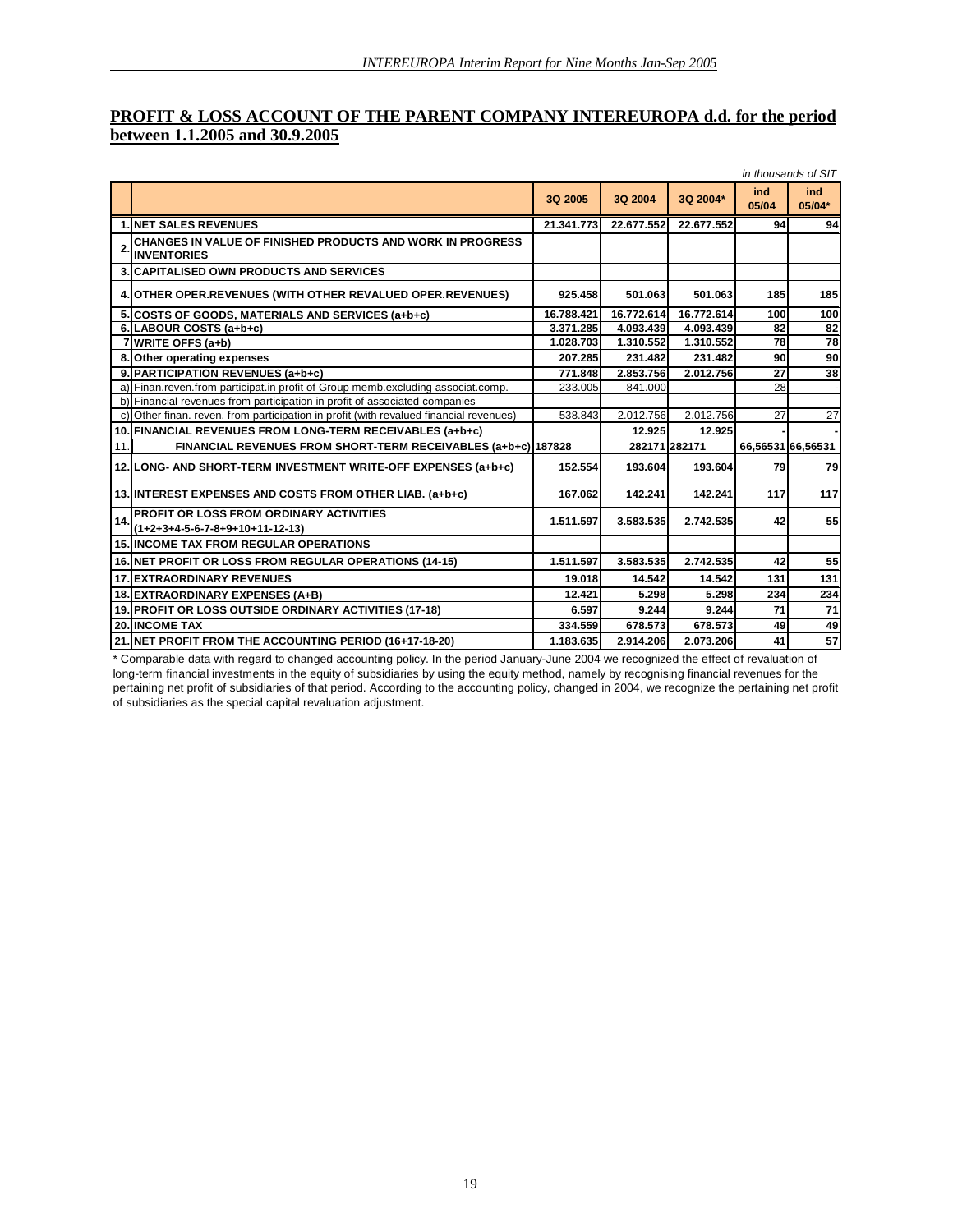## PROFIT & LOSS ACCOUNT OF THE PARENT COMPANY INTEREUROPA d.d. for the period between 1.1.2005 and 30.9.2005

*in thousands of SIT*

| | | 3Q 2005 | 3Q 2004 | 3Q 2004* | ind 05/04 | ind 05/04* |
|---|---|---|---|---|---|---|
| 1. | NET SALES REVENUES | 21.341.773 | 22.677.552 | 22.677.552 | 94 | 94 |
| 2. | CHANGES IN VALUE OF FINISHED PRODUCTS AND WORK IN PROGRESS INVENTORIES | | | | | |
| 3. | CAPITALISED OWN PRODUCTS AND SERVICES | | | | | |
| 4. | OTHER OPER.REVENUES (WITH OTHER REVALUED OPER.REVENUES) | 925.458 | 501.063 | 501.063 | 185 | 185 |
| 5. | COSTS OF GOODS, MATERIALS AND SERVICES (a+b+c) | 16.788.421 | 16.772.614 | 16.772.614 | 100 | 100 |
| 6. | LABOUR COSTS (a+b+c) | 3.371.285 | 4.093.439 | 4.093.439 | 82 | 82 |
| 7 | WRITE OFFS (a+b) | 1.028.703 | 1.310.552 | 1.310.552 | 78 | 78 |
| 8. | Other operating expenses | 207.285 | 231.482 | 231.482 | 90 | 90 |
| 9. | PARTICIPATION REVENUES (a+b+c) | 771.848 | 2.853.756 | 2.012.756 | 27 | 38 |
| a) | Finan.reven.from participat.in profit of Group memb.excluding associat.comp. | 233.005 | 841.000 | | 28 | - |
| b) | Financial revenues from participation in profit of associated companies | | | | | |
| c) | Other finan. reven. from participation in profit (with revalued financial revenues) | 538.843 | 2.012.756 | 2.012.756 | 27 | 27 |
| 10. | FINANCIAL REVENUES FROM LONG-TERM RECEIVABLES (a+b+c) | | 12.925 | 12.925 | - | - |
| 11. | FINANCIAL REVENUES FROM SHORT-TERM RECEIVABLES (a+b+c) | 187828 | 282171 | 282171 | 66,56531 | 66,56531 |
| 12. | LONG- AND SHORT-TERM INVESTMENT WRITE-OFF EXPENSES (a+b+c) | 152.554 | 193.604 | 193.604 | 79 | 79 |
| 13. | INTEREST EXPENSES AND COSTS FROM OTHER LIAB. (a+b+c) | 167.062 | 142.241 | 142.241 | 117 | 117 |
| 14. | PROFIT OR LOSS FROM ORDINARY ACTIVITIES (1+2+3+4-5-6-7-8+9+10+11-12-13) | 1.511.597 | 3.583.535 | 2.742.535 | 42 | 55 |
| 15. | INCOME TAX FROM REGULAR OPERATIONS | | | | | |
| 16. | NET PROFIT OR LOSS FROM REGULAR OPERATIONS (14-15) | 1.511.597 | 3.583.535 | 2.742.535 | 42 | 55 |
| 17. | EXTRAORDINARY REVENUES | 19.018 | 14.542 | 14.542 | 131 | 131 |
| 18. | EXTRAORDINARY EXPENSES (A+B) | 12.421 | 5.298 | 5.298 | 234 | 234 |
| 19. | PROFIT OR LOSS OUTSIDE ORDINARY ACTIVITIES (17-18) | 6.597 | 9.244 | 9.244 | 71 | 71 |
| 20. | INCOME TAX | 334.559 | 678.573 | 678.573 | 49 | 49 |
| 21. | NET PROFIT FROM THE ACCOUNTING PERIOD (16+17-18-20) | 1.183.635 | 2.914.206 | 2.073.206 | 41 | 57 |

\* Comparable data with regard to changed accounting policy. In the period January-June 2004 we recognized the effect of revaluation of long-term financial investments in the equity of subsidiaries by using the equity method, namely by recognising financial revenues for the pertaining net profit of subsidiaries of that period. According to the accounting policy, changed in 2004, we recognize the pertaining net profit of subsidiaries as the special capital revaluation adjustment.